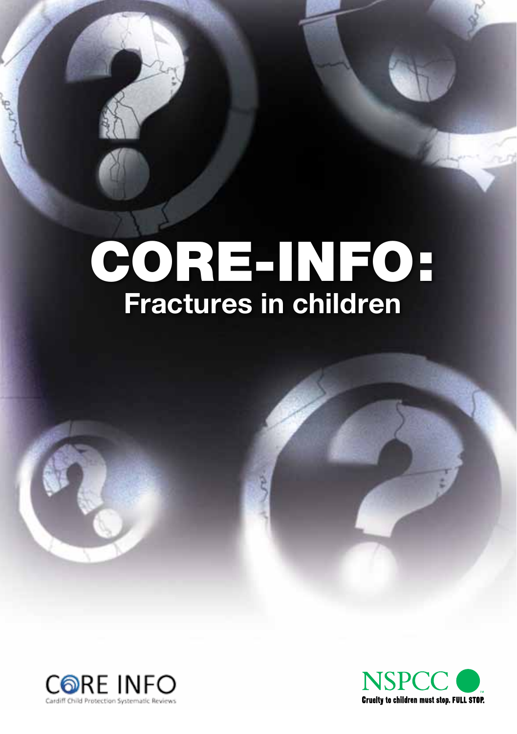# CORE-INFO:

## Fractures in children

CORE INFO
Cardiff Child Protection Systematic Reviews

NSPCC
Cruelty to children must stop. FULL STOP.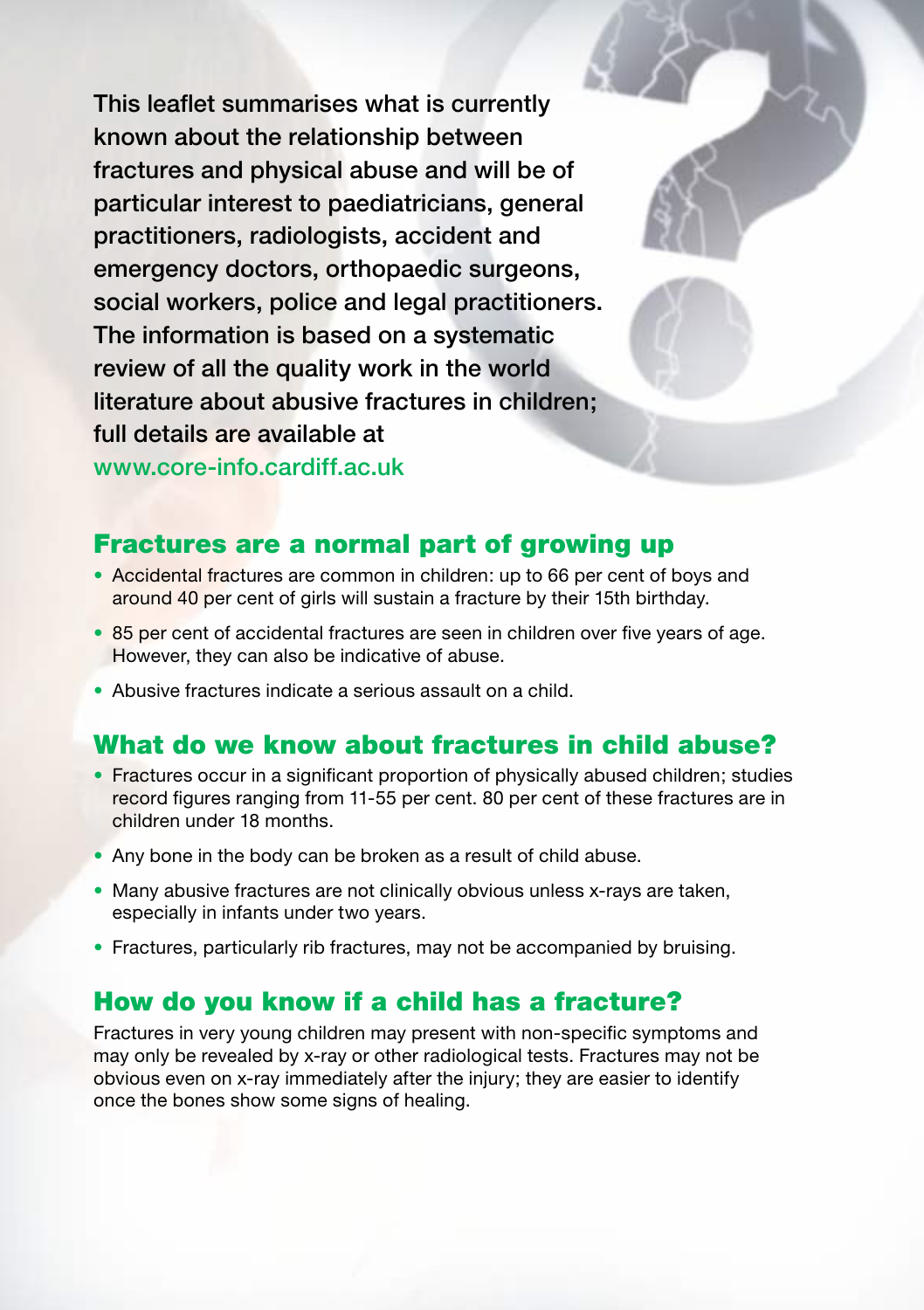This leaflet summarises what is currently known about the relationship between fractures and physical abuse and will be of particular interest to paediatricians, general practitioners, radiologists, accident and emergency doctors, orthopaedic surgeons, social workers, police and legal practitioners. The information is based on a systematic review of all the quality work in the world literature about abusive fractures in children; full details are available at www.core-info.cardiff.ac.uk

## Fractures are a normal part of growing up

- Accidental fractures are common in children: up to 66 per cent of boys and around 40 per cent of girls will sustain a fracture by their 15th birthday.
- 85 per cent of accidental fractures are seen in children over five years of age. However, they can also be indicative of abuse.
- Abusive fractures indicate a serious assault on a child.

## What do we know about fractures in child abuse?

- Fractures occur in a significant proportion of physically abused children; studies record figures ranging from 11-55 per cent. 80 per cent of these fractures are in children under 18 months.
- Any bone in the body can be broken as a result of child abuse.
- Many abusive fractures are not clinically obvious unless x-rays are taken, especially in infants under two years.
- Fractures, particularly rib fractures, may not be accompanied by bruising.

## How do you know if a child has a fracture?

Fractures in very young children may present with non-specific symptoms and may only be revealed by x-ray or other radiological tests. Fractures may not be obvious even on x-ray immediately after the injury; they are easier to identify once the bones show some signs of healing.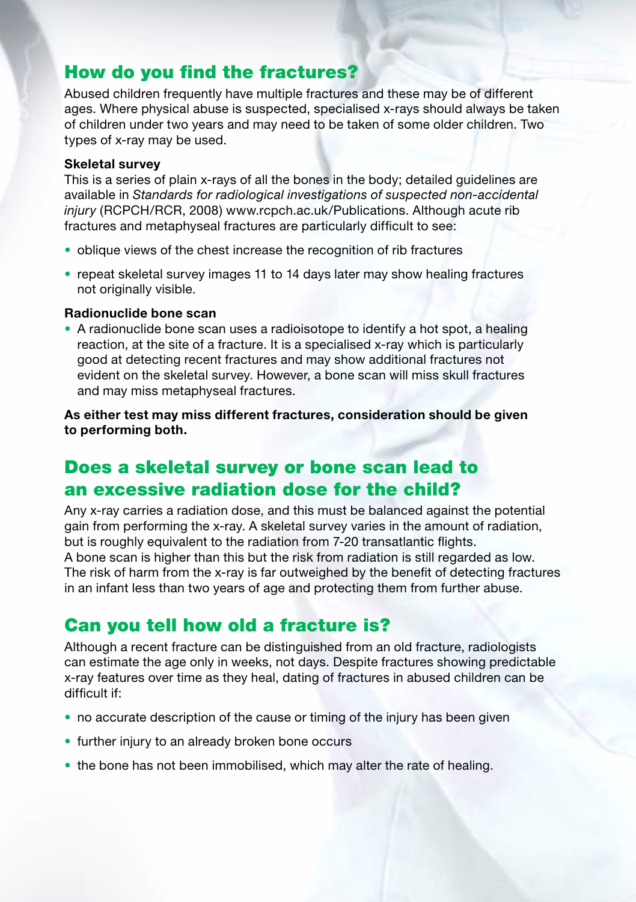## How do you find the fractures?

Abused children frequently have multiple fractures and these may be of different ages. Where physical abuse is suspected, specialised x-rays should always be taken of children under two years and may need to be taken of some older children. Two types of x-ray may be used.

**Skeletal survey**

This is a series of plain x-rays of all the bones in the body; detailed guidelines are available in *Standards for radiological investigations of suspected non-accidental injury* (RCPCH/RCR, 2008) www.rcpch.ac.uk/Publications. Although acute rib fractures and metaphyseal fractures are particularly difficult to see:

- oblique views of the chest increase the recognition of rib fractures
- repeat skeletal survey images 11 to 14 days later may show healing fractures not originally visible.

**Radionuclide bone scan**

- A radionuclide bone scan uses a radioisotope to identify a hot spot, a healing reaction, at the site of a fracture. It is a specialised x-ray which is particularly good at detecting recent fractures and may show additional fractures not evident on the skeletal survey. However, a bone scan will miss skull fractures and may miss metaphyseal fractures.

**As either test may miss different fractures, consideration should be given to performing both.**

## Does a skeletal survey or bone scan lead to an excessive radiation dose for the child?

Any x-ray carries a radiation dose, and this must be balanced against the potential gain from performing the x-ray. A skeletal survey varies in the amount of radiation, but is roughly equivalent to the radiation from 7-20 transatlantic flights. A bone scan is higher than this but the risk from radiation is still regarded as low. The risk of harm from the x-ray is far outweighed by the benefit of detecting fractures in an infant less than two years of age and protecting them from further abuse.

## Can you tell how old a fracture is?

Although a recent fracture can be distinguished from an old fracture, radiologists can estimate the age only in weeks, not days. Despite fractures showing predictable x-ray features over time as they heal, dating of fractures in abused children can be difficult if:

- no accurate description of the cause or timing of the injury has been given
- further injury to an already broken bone occurs
- the bone has not been immobilised, which may alter the rate of healing.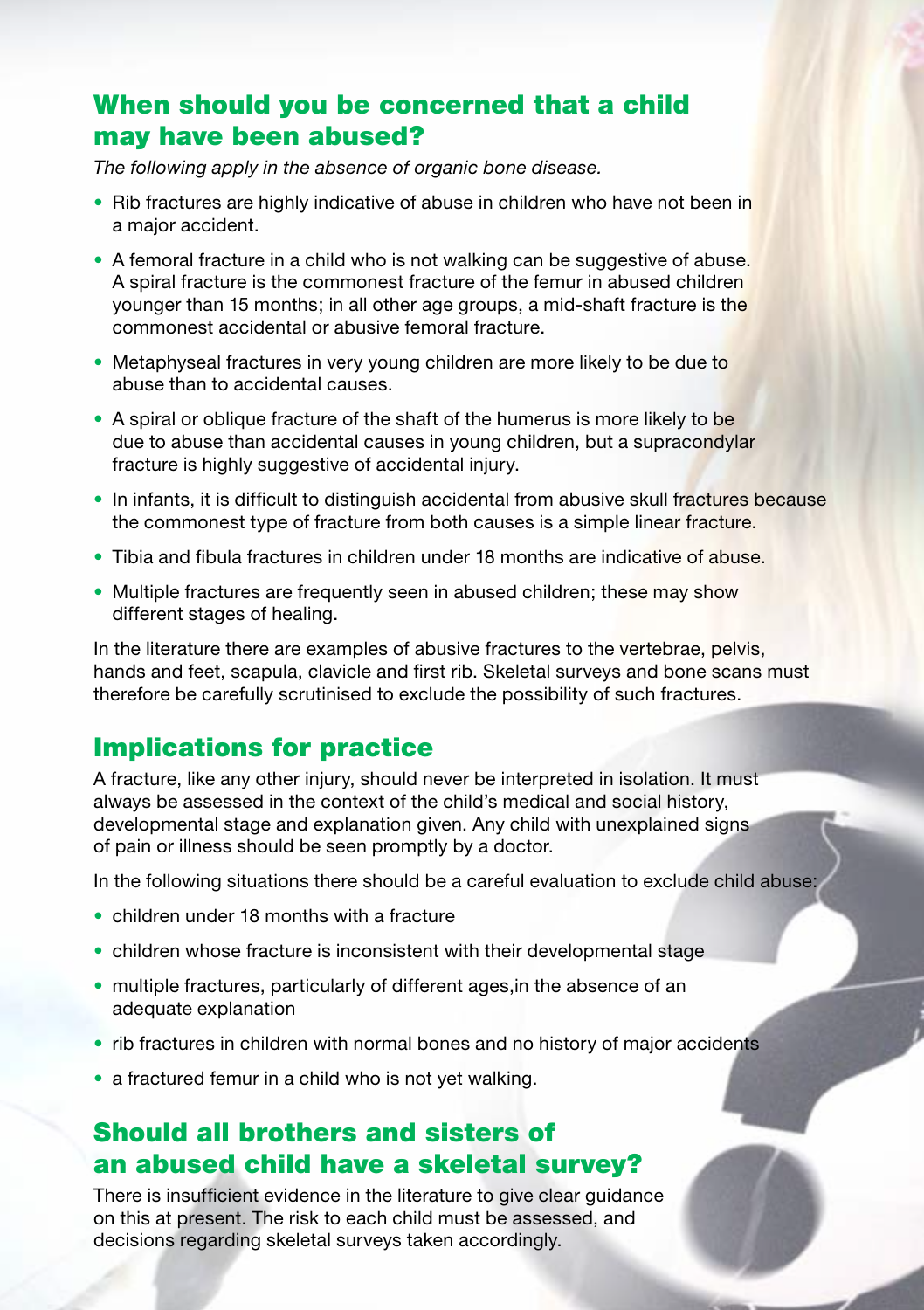## When should you be concerned that a child may have been abused?

*The following apply in the absence of organic bone disease.*

- Rib fractures are highly indicative of abuse in children who have not been in a major accident.
- A femoral fracture in a child who is not walking can be suggestive of abuse. A spiral fracture is the commonest fracture of the femur in abused children younger than 15 months; in all other age groups, a mid-shaft fracture is the commonest accidental or abusive femoral fracture.
- Metaphyseal fractures in very young children are more likely to be due to abuse than to accidental causes.
- A spiral or oblique fracture of the shaft of the humerus is more likely to be due to abuse than accidental causes in young children, but a supracondylar fracture is highly suggestive of accidental injury.
- In infants, it is difficult to distinguish accidental from abusive skull fractures because the commonest type of fracture from both causes is a simple linear fracture.
- Tibia and fibula fractures in children under 18 months are indicative of abuse.
- Multiple fractures are frequently seen in abused children; these may show different stages of healing.

In the literature there are examples of abusive fractures to the vertebrae, pelvis, hands and feet, scapula, clavicle and first rib. Skeletal surveys and bone scans must therefore be carefully scrutinised to exclude the possibility of such fractures.

## Implications for practice

A fracture, like any other injury, should never be interpreted in isolation. It must always be assessed in the context of the child's medical and social history, developmental stage and explanation given. Any child with unexplained signs of pain or illness should be seen promptly by a doctor.

In the following situations there should be a careful evaluation to exclude child abuse:

- children under 18 months with a fracture
- children whose fracture is inconsistent with their developmental stage
- multiple fractures, particularly of different ages,in the absence of an adequate explanation
- rib fractures in children with normal bones and no history of major accidents
- a fractured femur in a child who is not yet walking.

## Should all brothers and sisters of an abused child have a skeletal survey?

There is insufficient evidence in the literature to give clear guidance on this at present. The risk to each child must be assessed, and decisions regarding skeletal surveys taken accordingly.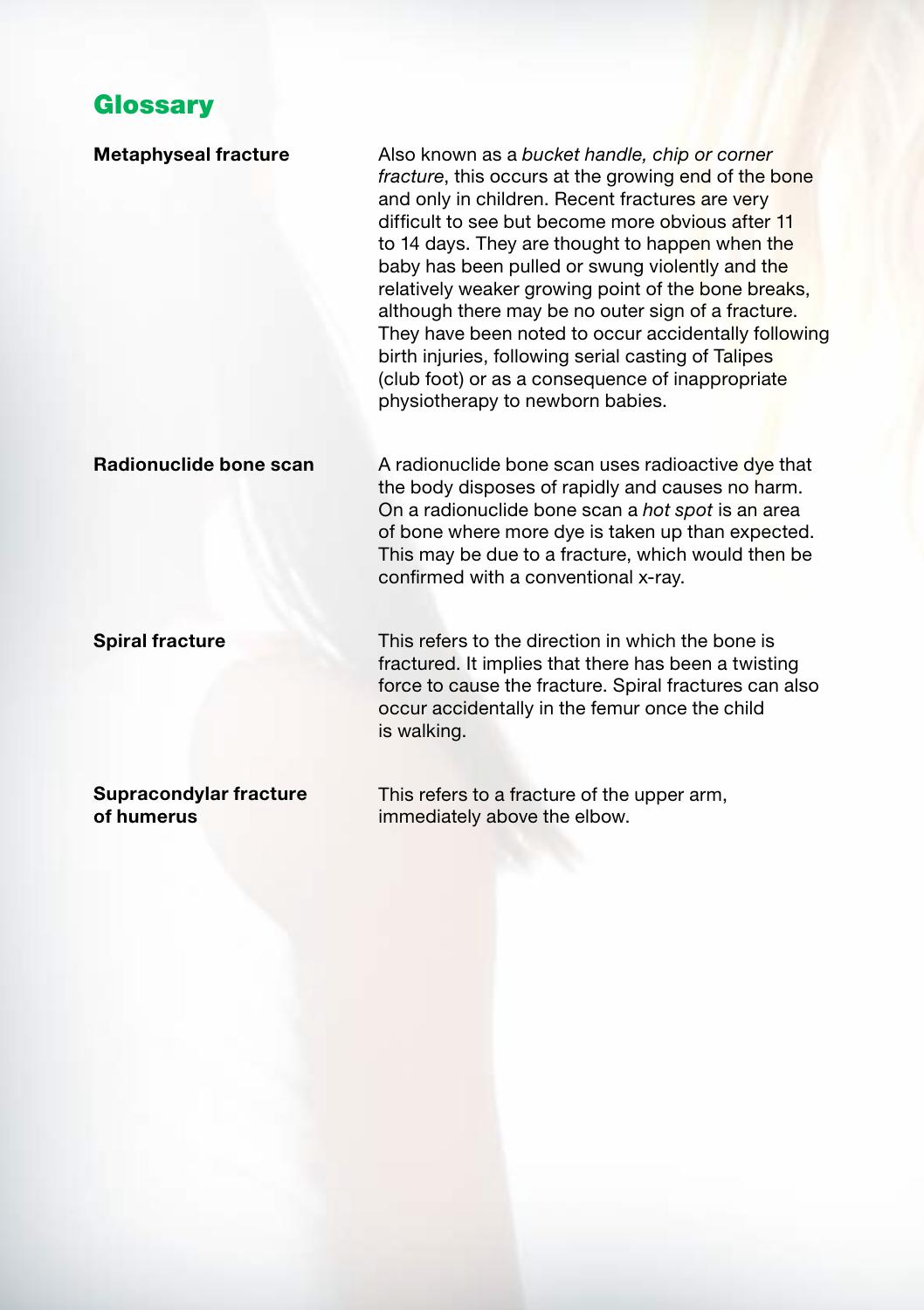## Glossary

**Metaphyseal fracture**

Also known as a *bucket handle, chip or corner fracture*, this occurs at the growing end of the bone and only in children. Recent fractures are very difficult to see but become more obvious after 11 to 14 days. They are thought to happen when the baby has been pulled or swung violently and the relatively weaker growing point of the bone breaks, although there may be no outer sign of a fracture. They have been noted to occur accidentally following birth injuries, following serial casting of Talipes (club foot) or as a consequence of inappropriate physiotherapy to newborn babies.

**Radionuclide bone scan**

A radionuclide bone scan uses radioactive dye that the body disposes of rapidly and causes no harm. On a radionuclide bone scan a *hot spot* is an area of bone where more dye is taken up than expected. This may be due to a fracture, which would then be confirmed with a conventional x-ray.

**Spiral fracture**

This refers to the direction in which the bone is fractured. It implies that there has been a twisting force to cause the fracture. Spiral fractures can also occur accidentally in the femur once the child is walking.

**Supracondylar fracture of humerus**

This refers to a fracture of the upper arm, immediately above the elbow.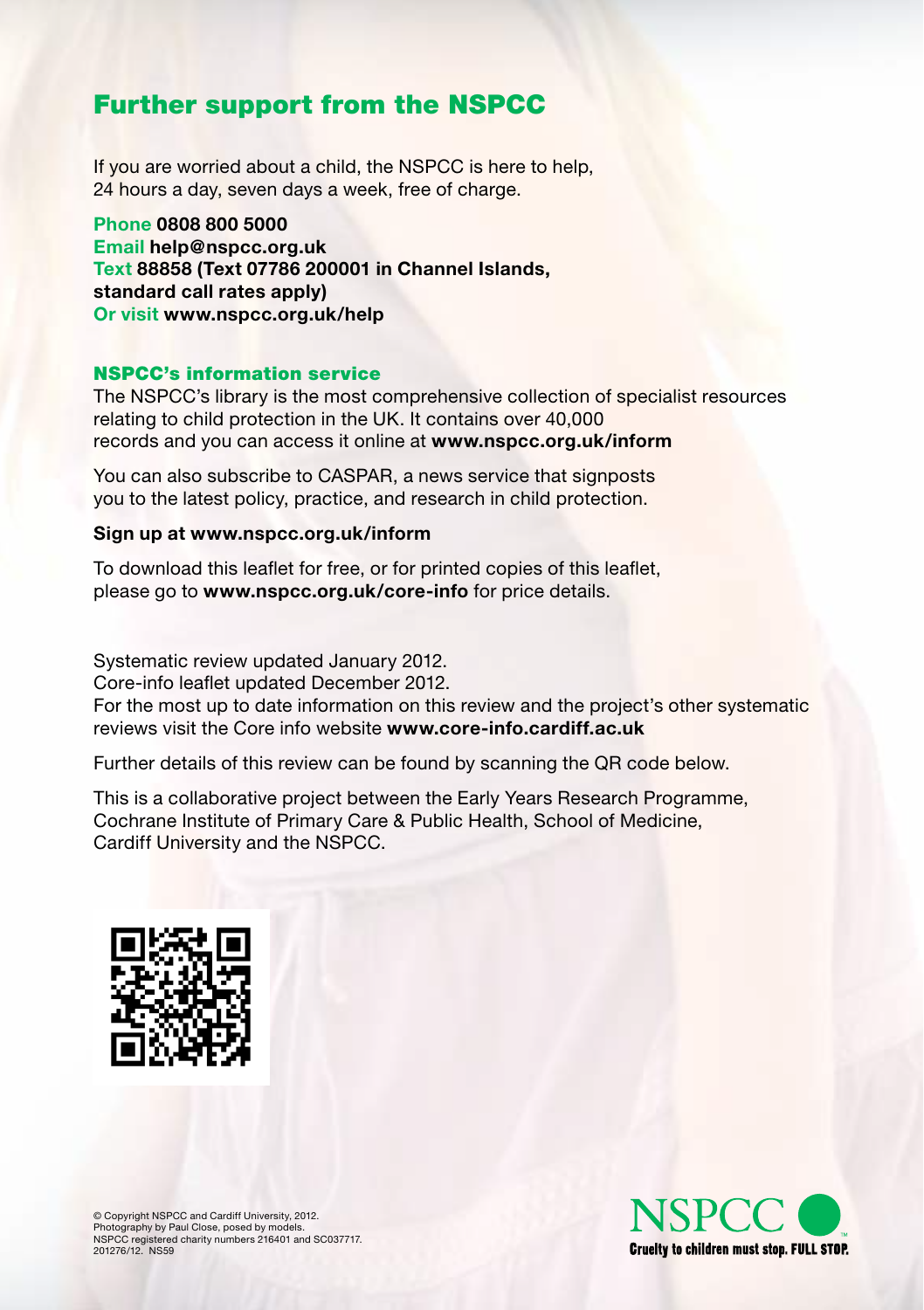## Further support from the NSPCC

If you are worried about a child, the NSPCC is here to help, 24 hours a day, seven days a week, free of charge.

**Phone 0808 800 5000**
**Email help@nspcc.org.uk**
**Text 88858 (Text 07786 200001 in Channel Islands, standard call rates apply)**
**Or visit www.nspcc.org.uk/help**

### NSPCC's information service

The NSPCC's library is the most comprehensive collection of specialist resources relating to child protection in the UK. It contains over 40,000 records and you can access it online at **www.nspcc.org.uk/inform**

You can also subscribe to CASPAR, a news service that signposts you to the latest policy, practice, and research in child protection.

**Sign up at www.nspcc.org.uk/inform**

To download this leaflet for free, or for printed copies of this leaflet, please go to **www.nspcc.org.uk/core-info** for price details.

Systematic review updated January 2012.
Core-info leaflet updated December 2012.
For the most up to date information on this review and the project's other systematic reviews visit the Core info website **www.core-info.cardiff.ac.uk**

Further details of this review can be found by scanning the QR code below.

This is a collaborative project between the Early Years Research Programme, Cochrane Institute of Primary Care & Public Health, School of Medicine, Cardiff University and the NSPCC.

© Copyright NSPCC and Cardiff University, 2012.
Photography by Paul Close, posed by models.
NSPCC registered charity numbers 216401 and SC037717.
201276/12. NS59

NSPCC
Cruelty to children must stop. FULL STOP.